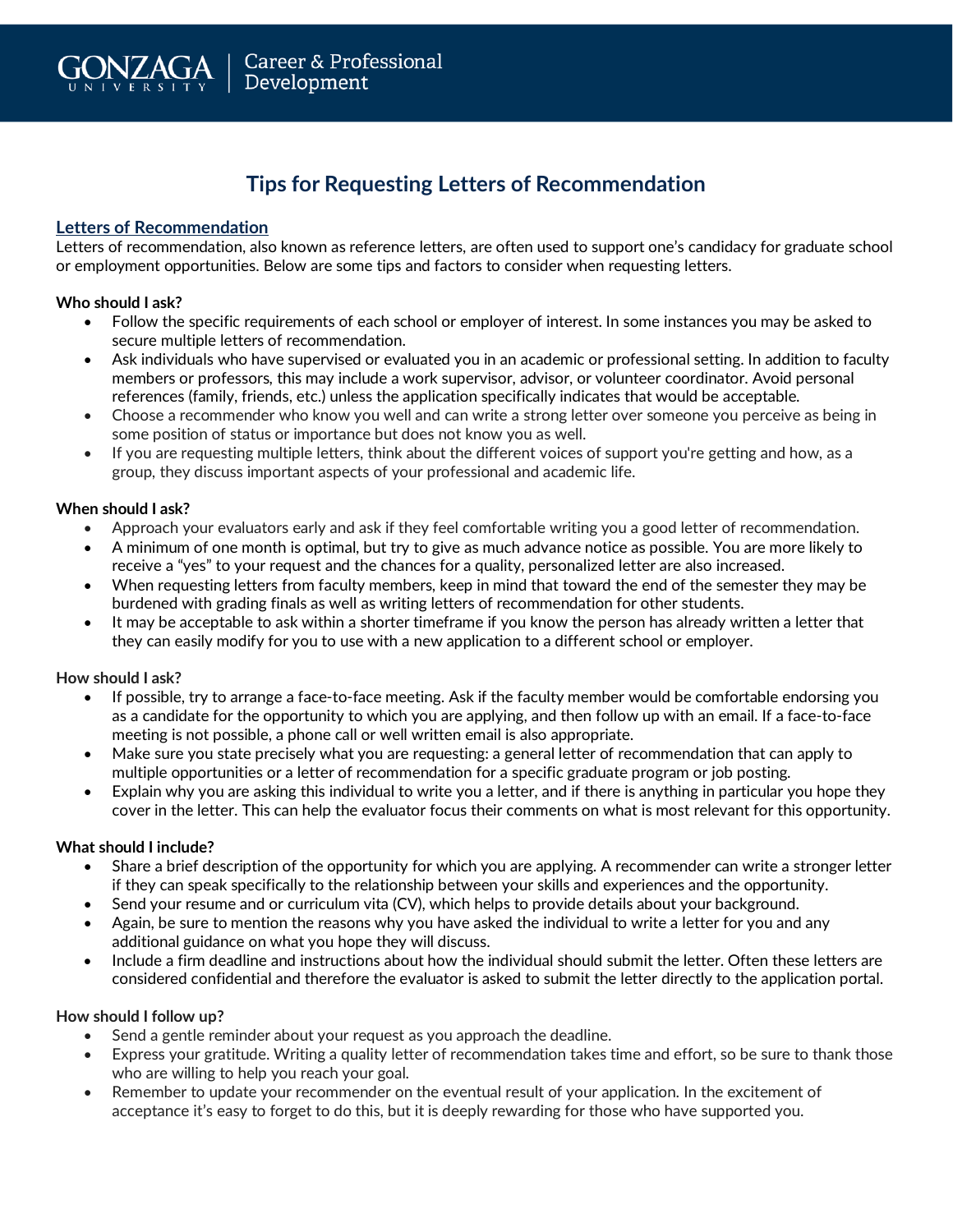Gonzaga University | Career & Professional Development

# Tips for Requesting Letters of Recommendation

## Letters of Recommendation

Letters of recommendation, also known as reference letters, are often used to support one's candidacy for graduate school or employment opportunities. Below are some tips and factors to consider when requesting letters.

**Who should I ask?**

- Follow the specific requirements of each school or employer of interest. In some instances you may be asked to secure multiple letters of recommendation.
- Ask individuals who have supervised or evaluated you in an academic or professional setting. In addition to faculty members or professors, this may include a work supervisor, advisor, or volunteer coordinator. Avoid personal references (family, friends, etc.) unless the application specifically indicates that would be acceptable.
- Choose a recommender who know you well and can write a strong letter over someone you perceive as being in some position of status or importance but does not know you as well.
- If you are requesting multiple letters, think about the different voices of support you're getting and how, as a group, they discuss important aspects of your professional and academic life.

**When should I ask?**

- Approach your evaluators early and ask if they feel comfortable writing you a good letter of recommendation.
- A minimum of one month is optimal, but try to give as much advance notice as possible. You are more likely to receive a "yes" to your request and the chances for a quality, personalized letter are also increased.
- When requesting letters from faculty members, keep in mind that toward the end of the semester they may be burdened with grading finals as well as writing letters of recommendation for other students.
- It may be acceptable to ask within a shorter timeframe if you know the person has already written a letter that they can easily modify for you to use with a new application to a different school or employer.

**How should I ask?**

- If possible, try to arrange a face-to-face meeting. Ask if the faculty member would be comfortable endorsing you as a candidate for the opportunity to which you are applying, and then follow up with an email. If a face-to-face meeting is not possible, a phone call or well written email is also appropriate.
- Make sure you state precisely what you are requesting: a general letter of recommendation that can apply to multiple opportunities or a letter of recommendation for a specific graduate program or job posting.
- Explain why you are asking this individual to write you a letter, and if there is anything in particular you hope they cover in the letter. This can help the evaluator focus their comments on what is most relevant for this opportunity.

**What should I include?**

- Share a brief description of the opportunity for which you are applying. A recommender can write a stronger letter if they can speak specifically to the relationship between your skills and experiences and the opportunity.
- Send your resume and or curriculum vita (CV), which helps to provide details about your background.
- Again, be sure to mention the reasons why you have asked the individual to write a letter for you and any additional guidance on what you hope they will discuss.
- Include a firm deadline and instructions about how the individual should submit the letter. Often these letters are considered confidential and therefore the evaluator is asked to submit the letter directly to the application portal.

**How should I follow up?**

- Send a gentle reminder about your request as you approach the deadline.
- Express your gratitude. Writing a quality letter of recommendation takes time and effort, so be sure to thank those who are willing to help you reach your goal.
- Remember to update your recommender on the eventual result of your application. In the excitement of acceptance it's easy to forget to do this, but it is deeply rewarding for those who have supported you.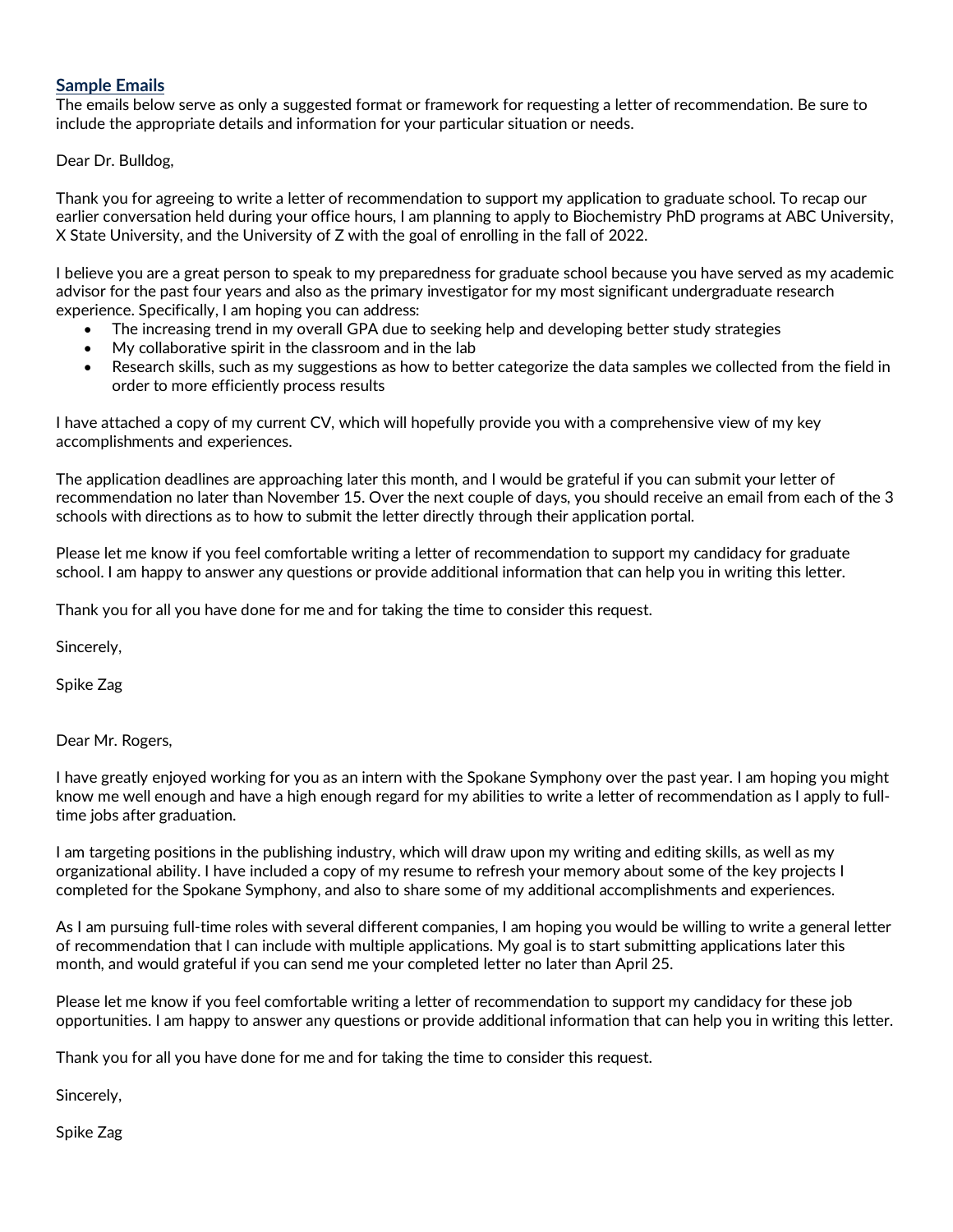## Sample Emails

The emails below serve as only a suggested format or framework for requesting a letter of recommendation. Be sure to include the appropriate details and information for your particular situation or needs.

Dear Dr. Bulldog,

Thank you for agreeing to write a letter of recommendation to support my application to graduate school. To recap our earlier conversation held during your office hours, I am planning to apply to Biochemistry PhD programs at ABC University, X State University, and the University of Z with the goal of enrolling in the fall of 2022.

I believe you are a great person to speak to my preparedness for graduate school because you have served as my academic advisor for the past four years and also as the primary investigator for my most significant undergraduate research experience. Specifically, I am hoping you can address:

- The increasing trend in my overall GPA due to seeking help and developing better study strategies
- My collaborative spirit in the classroom and in the lab
- Research skills, such as my suggestions as how to better categorize the data samples we collected from the field in order to more efficiently process results

I have attached a copy of my current CV, which will hopefully provide you with a comprehensive view of my key accomplishments and experiences.

The application deadlines are approaching later this month, and I would be grateful if you can submit your letter of recommendation no later than November 15. Over the next couple of days, you should receive an email from each of the 3 schools with directions as to how to submit the letter directly through their application portal.

Please let me know if you feel comfortable writing a letter of recommendation to support my candidacy for graduate school. I am happy to answer any questions or provide additional information that can help you in writing this letter.

Thank you for all you have done for me and for taking the time to consider this request.

Sincerely,

Spike Zag

Dear Mr. Rogers,

I have greatly enjoyed working for you as an intern with the Spokane Symphony over the past year. I am hoping you might know me well enough and have a high enough regard for my abilities to write a letter of recommendation as I apply to full-time jobs after graduation.

I am targeting positions in the publishing industry, which will draw upon my writing and editing skills, as well as my organizational ability. I have included a copy of my resume to refresh your memory about some of the key projects I completed for the Spokane Symphony, and also to share some of my additional accomplishments and experiences.

As I am pursuing full-time roles with several different companies, I am hoping you would be willing to write a general letter of recommendation that I can include with multiple applications. My goal is to start submitting applications later this month, and would grateful if you can send me your completed letter no later than April 25.

Please let me know if you feel comfortable writing a letter of recommendation to support my candidacy for these job opportunities. I am happy to answer any questions or provide additional information that can help you in writing this letter.

Thank you for all you have done for me and for taking the time to consider this request.

Sincerely,

Spike Zag